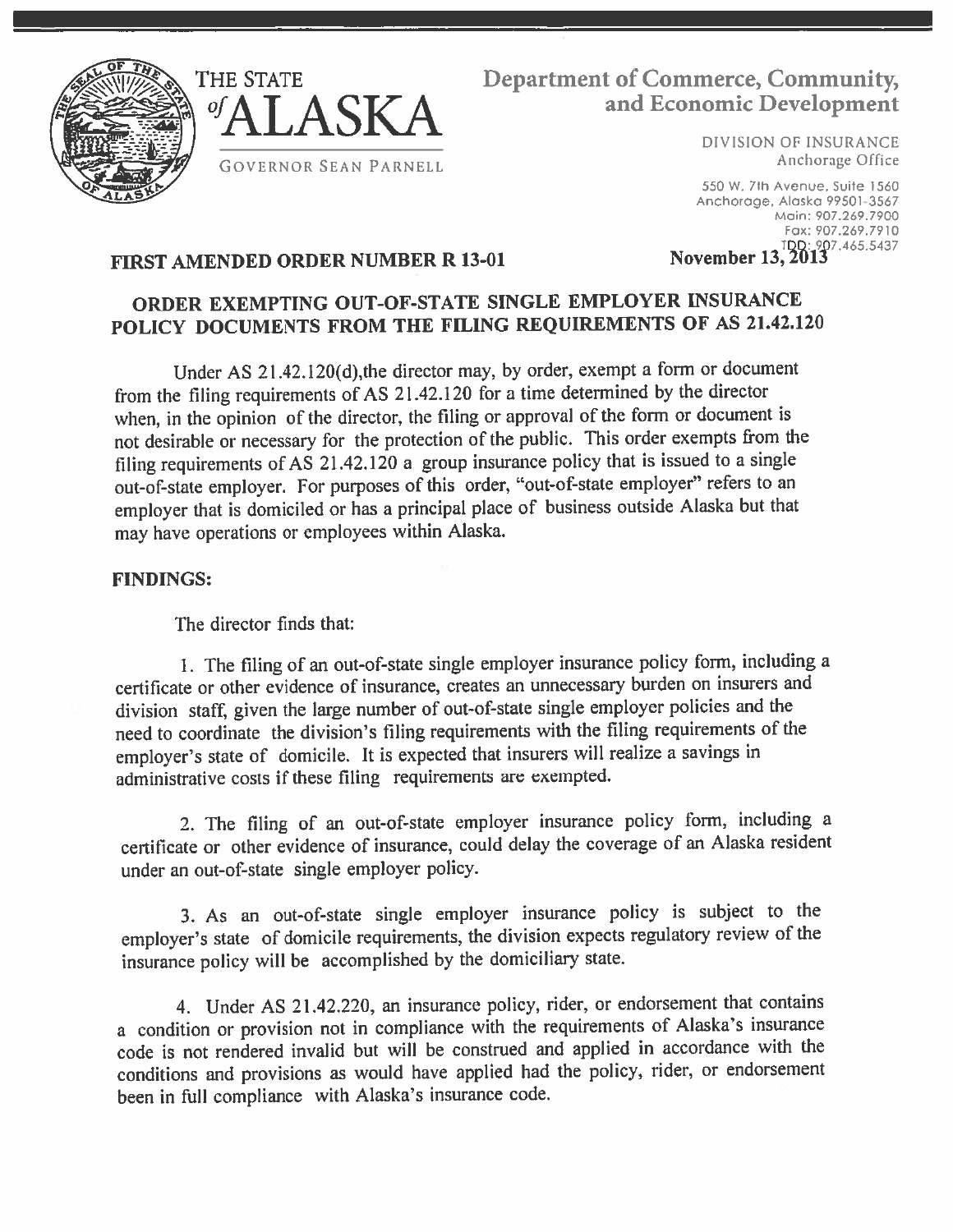THE STATE *of* ALASKA

GOVERNOR SEAN PARNELL

**Department of Commerce, Community, and Economic Development**

DIVISION OF INSURANCE
Anchorage Office

550 W. 7th Avenue, Suite 1560
Anchorage, Alaska 99501-3567
Main: 907.269.7900
Fax: 907.269.7910
TDD: 907.465.5437

**FIRST AMENDED ORDER NUMBER R 13-01** **November 13, 2013**

## ORDER EXEMPTING OUT-OF-STATE SINGLE EMPLOYER INSURANCE POLICY DOCUMENTS FROM THE FILING REQUIREMENTS OF AS 21.42.120

Under AS 21.42.120(d),the director may, by order, exempt a form or document from the filing requirements of AS 21.42.120 for a time determined by the director when, in the opinion of the director, the filing or approval of the form or document is not desirable or necessary for the protection of the public. This order exempts from the filing requirements of AS 21.42.120 a group insurance policy that is issued to a single out-of-state employer. For purposes of this order, "out-of-state employer" refers to an employer that is domiciled or has a principal place of business outside Alaska but that may have operations or employees within Alaska.

**FINDINGS:**

The director finds that:

1. The filing of an out-of-state single employer insurance policy form, including a certificate or other evidence of insurance, creates an unnecessary burden on insurers and division staff, given the large number of out-of-state single employer policies and the need to coordinate the division's filing requirements with the filing requirements of the employer's state of domicile. It is expected that insurers will realize a savings in administrative costs if these filing requirements are exempted.

2. The filing of an out-of-state employer insurance policy form, including a certificate or other evidence of insurance, could delay the coverage of an Alaska resident under an out-of-state single employer policy.

3. As an out-of-state single employer insurance policy is subject to the employer's state of domicile requirements, the division expects regulatory review of the insurance policy will be accomplished by the domiciliary state.

4. Under AS 21.42.220, an insurance policy, rider, or endorsement that contains a condition or provision not in compliance with the requirements of Alaska's insurance code is not rendered invalid but will be construed and applied in accordance with the conditions and provisions as would have applied had the policy, rider, or endorsement been in full compliance with Alaska's insurance code.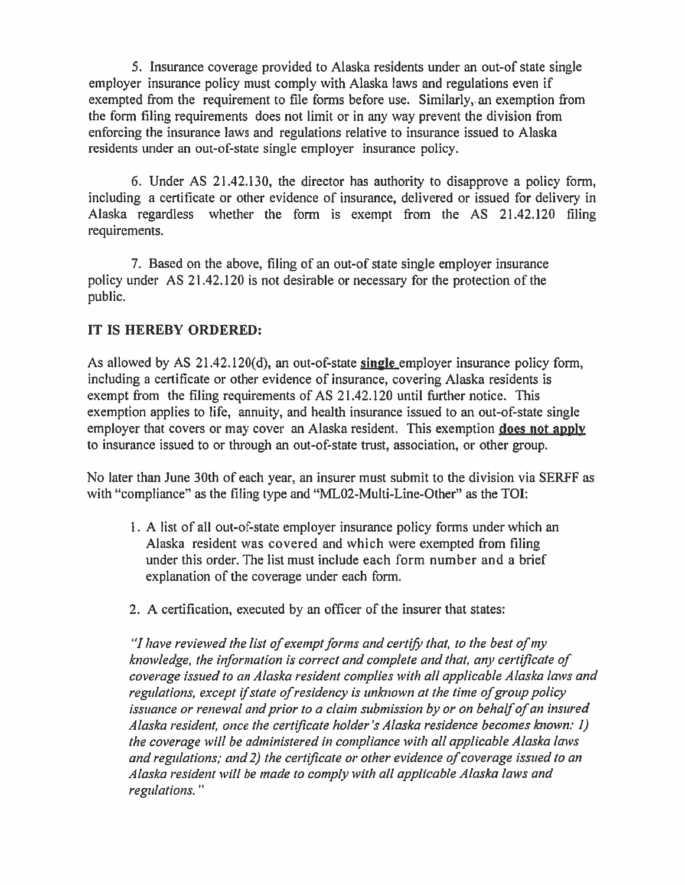5. Insurance coverage provided to Alaska residents under an out-of state single employer insurance policy must comply with Alaska laws and regulations even if exempted from the requirement to file forms before use. Similarly, an exemption from the form filing requirements does not limit or in any way prevent the division from enforcing the insurance laws and regulations relative to insurance issued to Alaska residents under an out-of-state single employer insurance policy.

6. Under AS 21.42.130, the director has authority to disapprove a policy form, including a certificate or other evidence of insurance, delivered or issued for delivery in Alaska regardless whether the form is exempt from the AS 21.42.120 filing requirements.

7. Based on the above, filing of an out-of state single employer insurance policy under AS 21.42.120 is not desirable or necessary for the protection of the public.

**IT IS HEREBY ORDERED:**

As allowed by AS 21.42.120(d), an out-of-state **single** employer insurance policy form, including a certificate or other evidence of insurance, covering Alaska residents is exempt from the filing requirements of AS 21.42.120 until further notice. This exemption applies to life, annuity, and health insurance issued to an out-of-state single employer that covers or may cover an Alaska resident. This exemption **does not apply** to insurance issued to or through an out-of-state trust, association, or other group.

No later than June 30th of each year, an insurer must submit to the division via SERFF as with "compliance" as the filing type and "ML02-Multi-Line-Other" as the TOI:

1. A list of all out-of-state employer insurance policy forms under which an Alaska resident was covered and which were exempted from filing under this order. The list must include each form number and a brief explanation of the coverage under each form.

2. A certification, executed by an officer of the insurer that states:

*"I have reviewed the list of exempt forms and certify that, to the best of my knowledge, the information is correct and complete and that, any certificate of coverage issued to an Alaska resident complies with all applicable Alaska laws and regulations, except if state of residency is unknown at the time of group policy issuance or renewal and prior to a claim submission by or on behalf of an insured Alaska resident, once the certificate holder's Alaska residence becomes known: 1) the coverage will be administered in compliance with all applicable Alaska laws and regulations; and 2) the certificate or other evidence of coverage issued to an Alaska resident will be made to comply with all applicable Alaska laws and regulations."*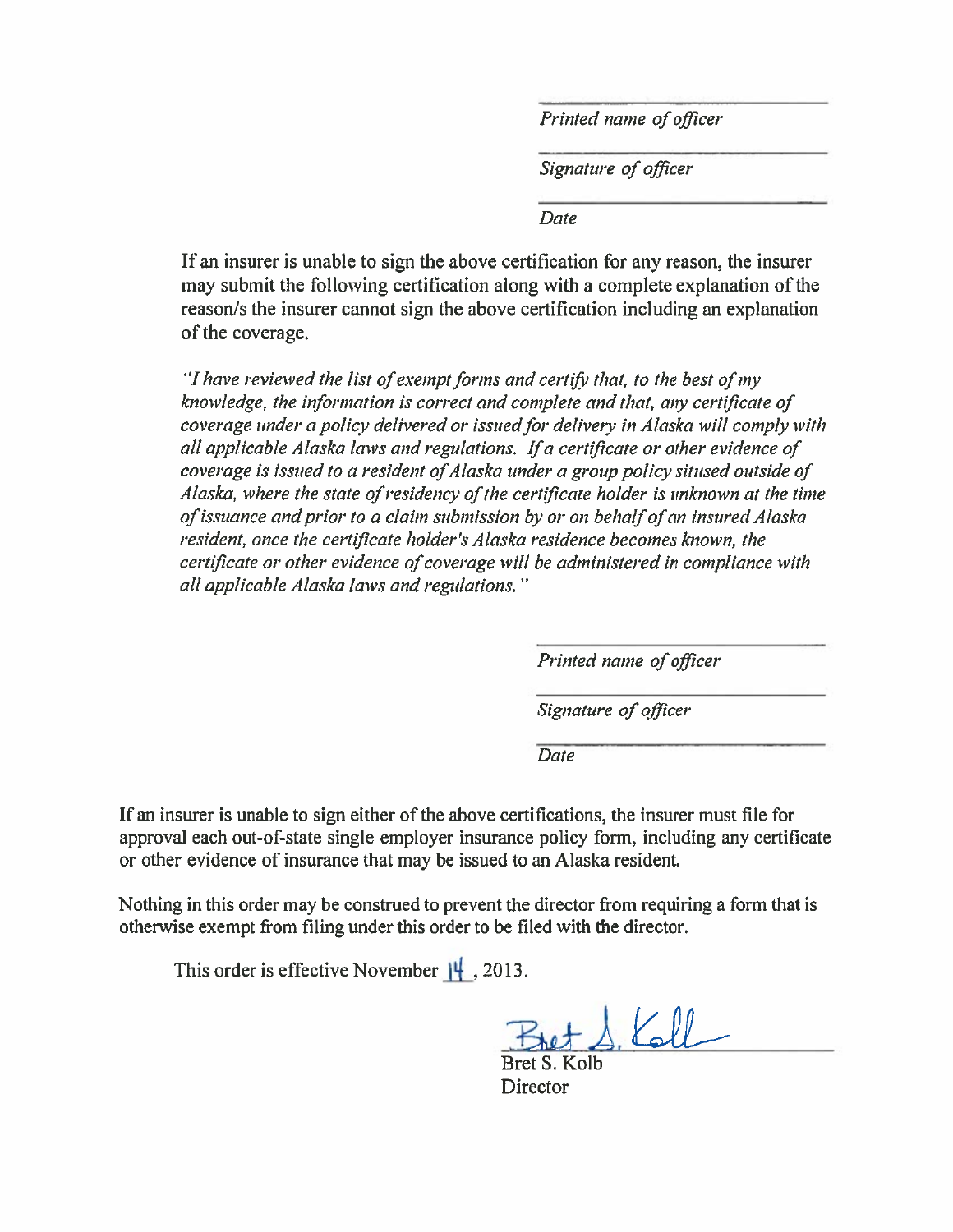_______________________
*Printed name of officer*

_______________________
*Signature of officer*

_______________________
*Date*

If an insurer is unable to sign the above certification for any reason, the insurer may submit the following certification along with a complete explanation of the reason/s the insurer cannot sign the above certification including an explanation of the coverage.

*"I have reviewed the list of exempt forms and certify that, to the best of my knowledge, the information is correct and complete and that, any certificate of coverage under a policy delivered or issued for delivery in Alaska will comply with all applicable Alaska laws and regulations. If a certificate or other evidence of coverage is issued to a resident of Alaska under a group policy sitused outside of Alaska, where the state of residency of the certificate holder is unknown at the time of issuance and prior to a claim submission by or on behalf of an insured Alaska resident, once the certificate holder's Alaska residence becomes known, the certificate or other evidence of coverage will be administered in compliance with all applicable Alaska laws and regulations."*

_______________________
*Printed name of officer*

_______________________
*Signature of officer*

_______________________
*Date*

If an insurer is unable to sign either of the above certifications, the insurer must file for approval each out-of-state single employer insurance policy form, including any certificate or other evidence of insurance that may be issued to an Alaska resident.

Nothing in this order may be construed to prevent the director from requiring a form that is otherwise exempt from filing under this order to be filed with the director.

This order is effective November 14, 2013.

Bret S. Kolb
Director